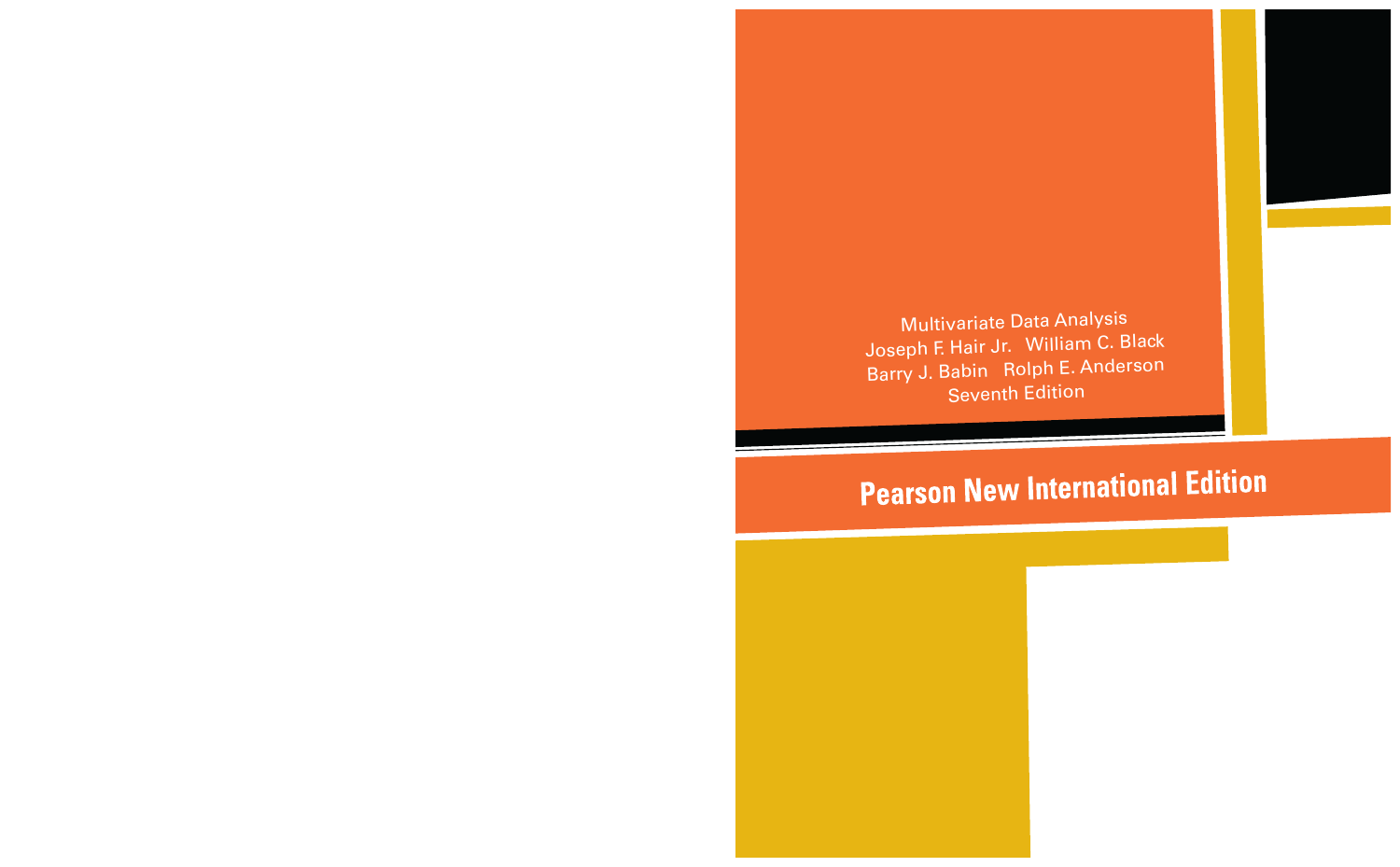Multivariate Data Analysis

Joseph F. Hair Jr.   William C. Black

Barry J. Babin   Rolph E. Anderson

Seventh Edition

**Pearson New International Edition**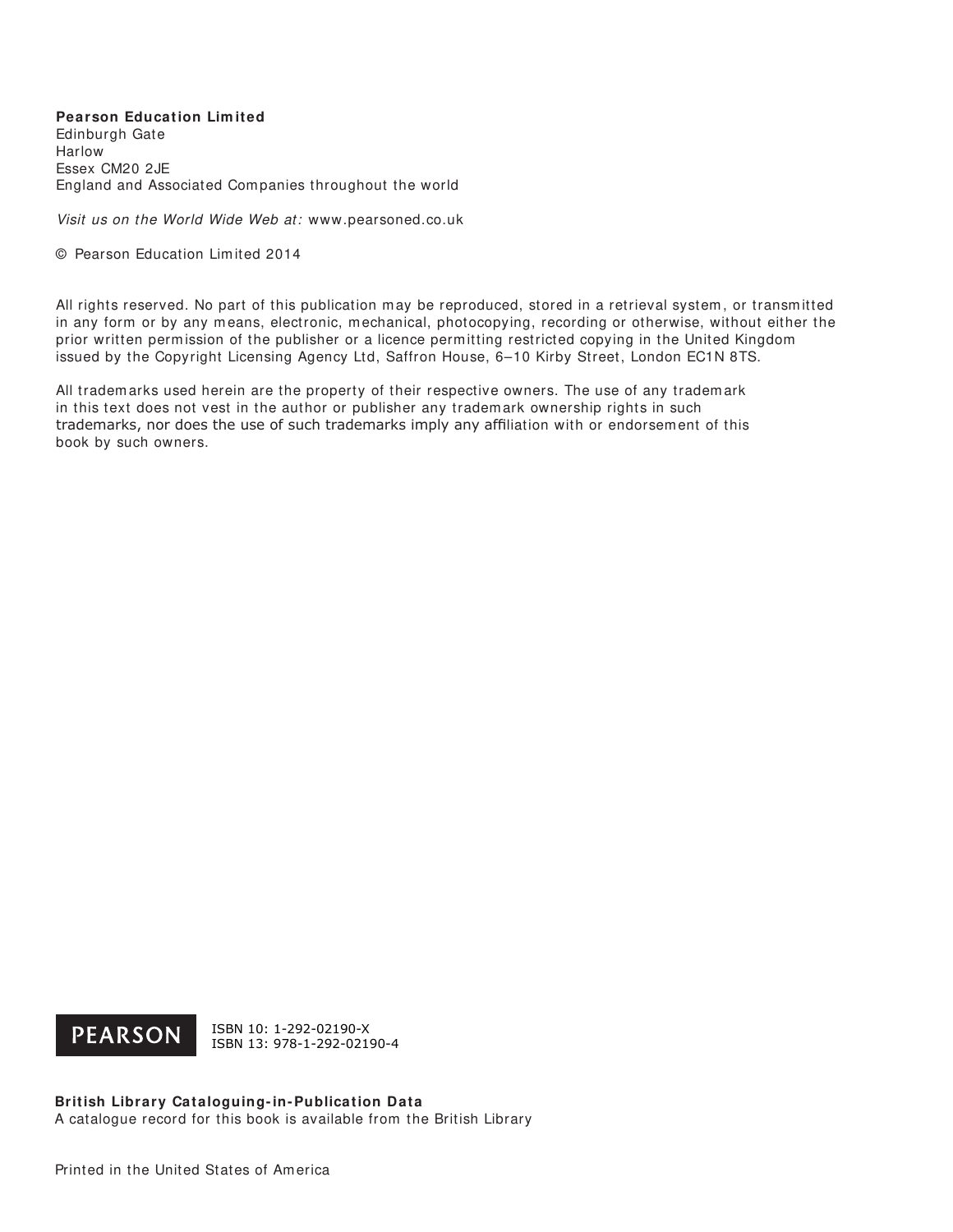**Pearson Education Limited**
Edinburgh Gate
Harlow
Essex CM20 2JE
England and Associated Companies throughout the world

*Visit us on the World Wide Web at:* www.pearsoned.co.uk

© Pearson Education Limited 2014

All rights reserved. No part of this publication may be reproduced, stored in a retrieval system, or transmitted in any form or by any means, electronic, mechanical, photocopying, recording or otherwise, without either the prior written permission of the publisher or a licence permitting restricted copying in the United Kingdom issued by the Copyright Licensing Agency Ltd, Saffron House, 6–10 Kirby Street, London EC1N 8TS.

All trademarks used herein are the property of their respective owners. The use of any trademark in this text does not vest in the author or publisher any trademark ownership rights in such trademarks, nor does the use of such trademarks imply any affiliation with or endorsement of this book by such owners.

PEARSON

ISBN 10: 1-292-02190-X
ISBN 13: 978-1-292-02190-4

**British Library Cataloguing-in-Publication Data**
A catalogue record for this book is available from the British Library

Printed in the United States of America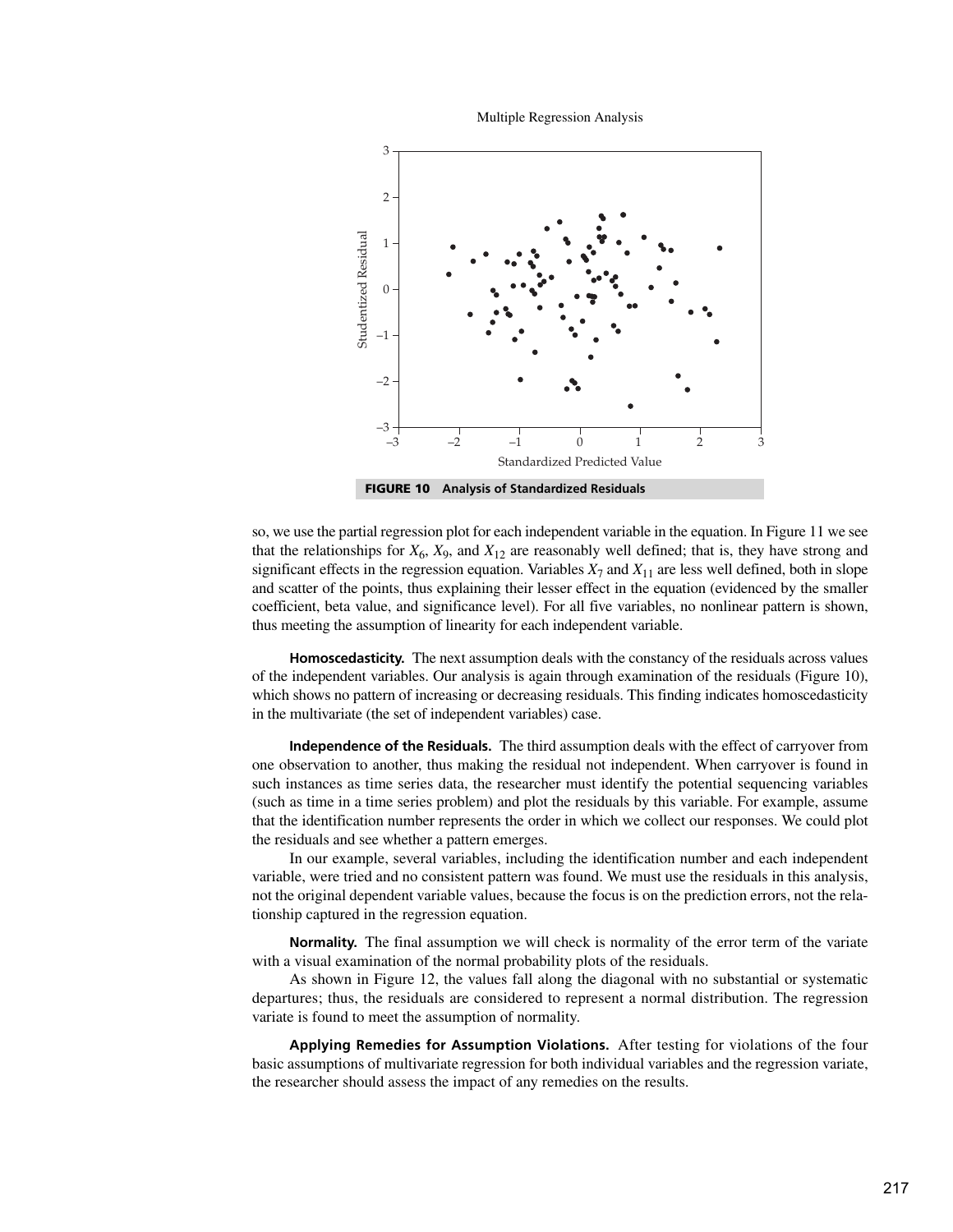3

2

1

0

–1

–2

–3

–3 –2 –1 0 1 2 3

Studentized Residual

Standardized Predicted Value

**FIGURE 10 Analysis of Standardized Residuals**

so, we use the partial regression plot for each independent variable in the equation. In Figure 11 we see that the relationships for $X_6$, $X_9$, and $X_{12}$ are reasonably well defined; that is, they have strong and significant effects in the regression equation. Variables $X_7$ and $X_{11}$ are less well defined, both in slope and scatter of the points, thus explaining their lesser effect in the equation (evidenced by the smaller coefficient, beta value, and significance level). For all five variables, no nonlinear pattern is shown, thus meeting the assumption of linearity for each independent variable.

**Homoscedasticity.** The next assumption deals with the constancy of the residuals across values of the independent variables. Our analysis is again through examination of the residuals (Figure 10), which shows no pattern of increasing or decreasing residuals. This finding indicates homoscedasticity in the multivariate (the set of independent variables) case.

**Independence of the Residuals.** The third assumption deals with the effect of carryover from one observation to another, thus making the residual not independent. When carryover is found in such instances as time series data, the researcher must identify the potential sequencing variables (such as time in a time series problem) and plot the residuals by this variable. For example, assume that the identification number represents the order in which we collect our responses. We could plot the residuals and see whether a pattern emerges.

In our example, several variables, including the identification number and each independent variable, were tried and no consistent pattern was found. We must use the residuals in this analysis, not the original dependent variable values, because the focus is on the prediction errors, not the relationship captured in the regression equation.

**Normality.** The final assumption we will check is normality of the error term of the variate with a visual examination of the normal probability plots of the residuals.

As shown in Figure 12, the values fall along the diagonal with no substantial or systematic departures; thus, the residuals are considered to represent a normal distribution. The regression variate is found to meet the assumption of normality.

**Applying Remedies for Assumption Violations.** After testing for violations of the four basic assumptions of multivariate regression for both individual variables and the regression variate, the researcher should assess the impact of any remedies on the results.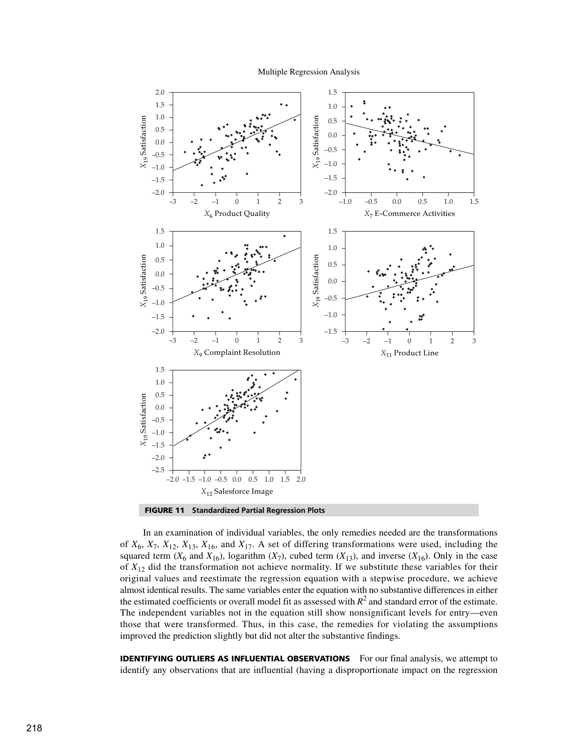**FIGURE 11 Standardized Partial Regression Plots**

In an examination of individual variables, the only remedies needed are the transformations of $X_6$, $X_7$, $X_{12}$, $X_{13}$, $X_{16}$, and $X_{17}$. A set of differing transformations were used, including the squared term ($X_6$ and $X_{16}$), logarithm ($X_7$), cubed term ($X_{13}$), and inverse ($X_{16}$). Only in the case of $X_{12}$ did the transformation not achieve normality. If we substitute these variables for their original values and reestimate the regression equation with a stepwise procedure, we achieve almost identical results. The same variables enter the equation with no substantive differences in either the estimated coefficients or overall model fit as assessed with $R^2$ and standard error of the estimate. The independent variables not in the equation still show nonsignificant levels for entry—even those that were transformed. Thus, in this case, the remedies for violating the assumptions improved the prediction slightly but did not alter the substantive findings.

**IDENTIFYING OUTLIERS AS INFLUENTIAL OBSERVATIONS** For our final analysis, we attempt to identify any observations that are influential (having a disproportionate impact on the regression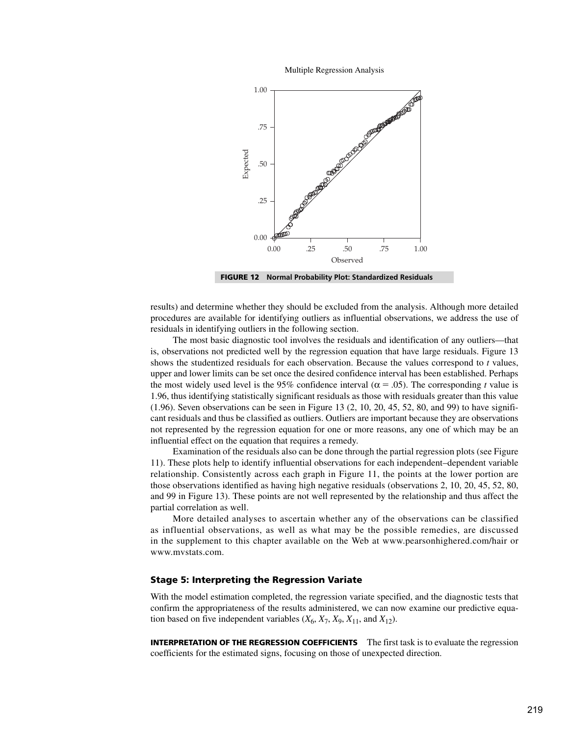FIGURE 12 Normal Probability Plot: Standardized Residuals

results) and determine whether they should be excluded from the analysis. Although more detailed procedures are available for identifying outliers as influential observations, we address the use of residuals in identifying outliers in the following section.

The most basic diagnostic tool involves the residuals and identification of any outliers—that is, observations not predicted well by the regression equation that have large residuals. Figure 13 shows the studentized residuals for each observation. Because the values correspond to *t* values, upper and lower limits can be set once the desired confidence interval has been established. Perhaps the most widely used level is the 95% confidence interval ($\alpha = .05$). The corresponding *t* value is 1.96, thus identifying statistically significant residuals as those with residuals greater than this value (1.96). Seven observations can be seen in Figure 13 (2, 10, 20, 45, 52, 80, and 99) to have significant residuals and thus be classified as outliers. Outliers are important because they are observations not represented by the regression equation for one or more reasons, any one of which may be an influential effect on the equation that requires a remedy.

Examination of the residuals also can be done through the partial regression plots (see Figure 11). These plots help to identify influential observations for each independent–dependent variable relationship. Consistently across each graph in Figure 11, the points at the lower portion are those observations identified as having high negative residuals (observations 2, 10, 20, 45, 52, 80, and 99 in Figure 13). These points are not well represented by the relationship and thus affect the partial correlation as well.

More detailed analyses to ascertain whether any of the observations can be classified as influential observations, as well as what may be the possible remedies, are discussed in the supplement to this chapter available on the Web at www.pearsonhighered.com/hair or www.mvstats.com.

### Stage 5: Interpreting the Regression Variate

With the model estimation completed, the regression variate specified, and the diagnostic tests that confirm the appropriateness of the results administered, we can now examine our predictive equation based on five independent variables ($X_6$, $X_7$, $X_9$, $X_{11}$, and $X_{12}$).

**INTERPRETATION OF THE REGRESSION COEFFICIENTS** The first task is to evaluate the regression coefficients for the estimated signs, focusing on those of unexpected direction.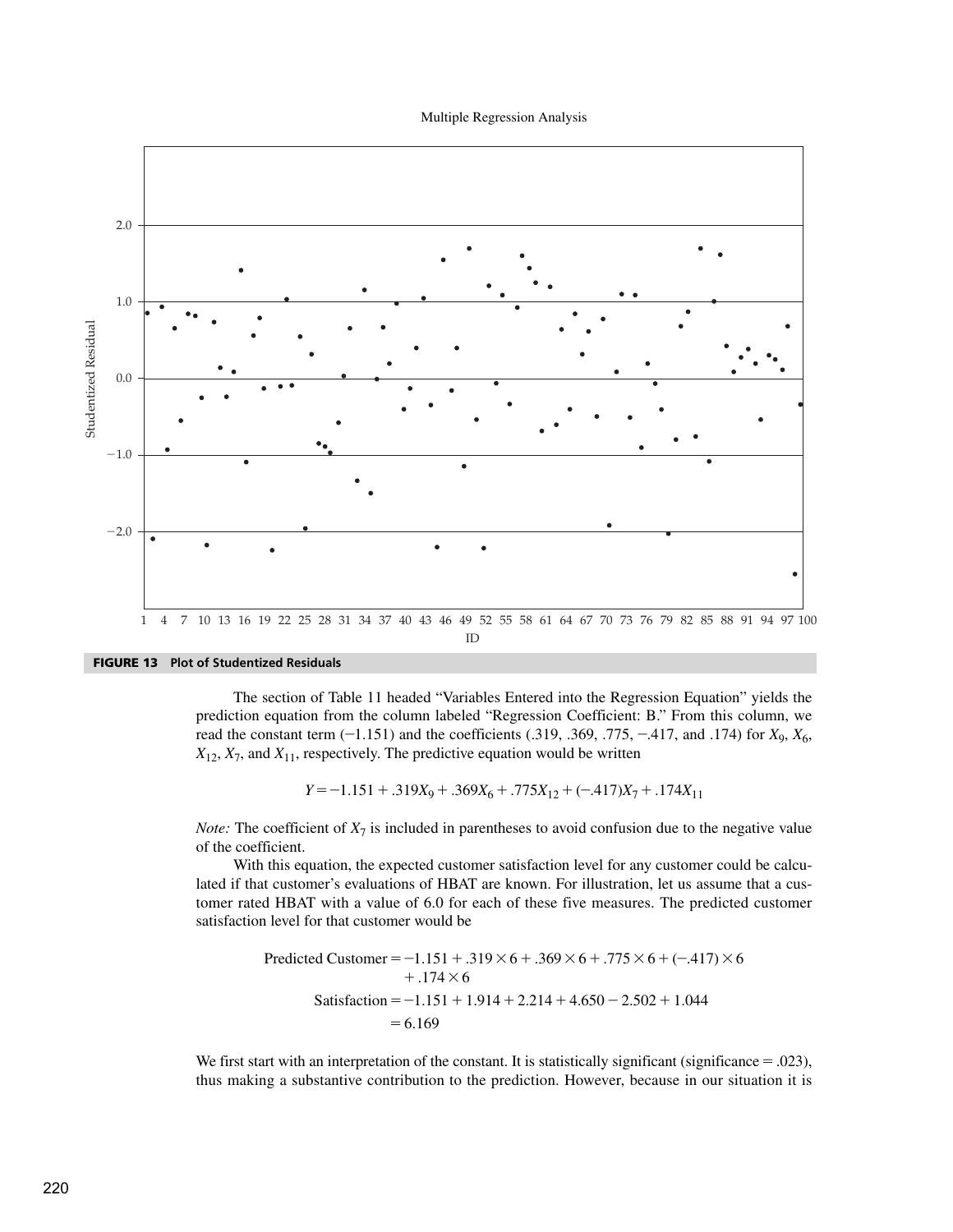FIGURE 13 Plot of Studentized Residuals

The section of Table 11 headed "Variables Entered into the Regression Equation" yields the prediction equation from the column labeled "Regression Coefficient: B." From this column, we read the constant term (−1.151) and the coefficients (.319, .369, .775, −.417, and .174) for $X_9$, $X_6$, $X_{12}$, $X_7$, and $X_{11}$, respectively. The predictive equation would be written

$$Y = -1.151 + .319X_9 + .369X_6 + .775X_{12} + (-.417)X_7 + .174X_{11}$$

*Note:* The coefficient of $X_7$ is included in parentheses to avoid confusion due to the negative value of the coefficient.

With this equation, the expected customer satisfaction level for any customer could be calculated if that customer's evaluations of HBAT are known. For illustration, let us assume that a customer rated HBAT with a value of 6.0 for each of these five measures. The predicted customer satisfaction level for that customer would be

$$\begin{aligned}\text{Predicted Customer} &= -1.151 + .319 \times 6 + .369 \times 6 + .775 \times 6 + (-.417) \times 6 \\ &\quad + .174 \times 6 \\ \text{Satisfaction} &= -1.151 + 1.914 + 2.214 + 4.650 - 2.502 + 1.044 \\ &= 6.169\end{aligned}$$

We first start with an interpretation of the constant. It is statistically significant (significance = .023), thus making a substantive contribution to the prediction. However, because in our situation it is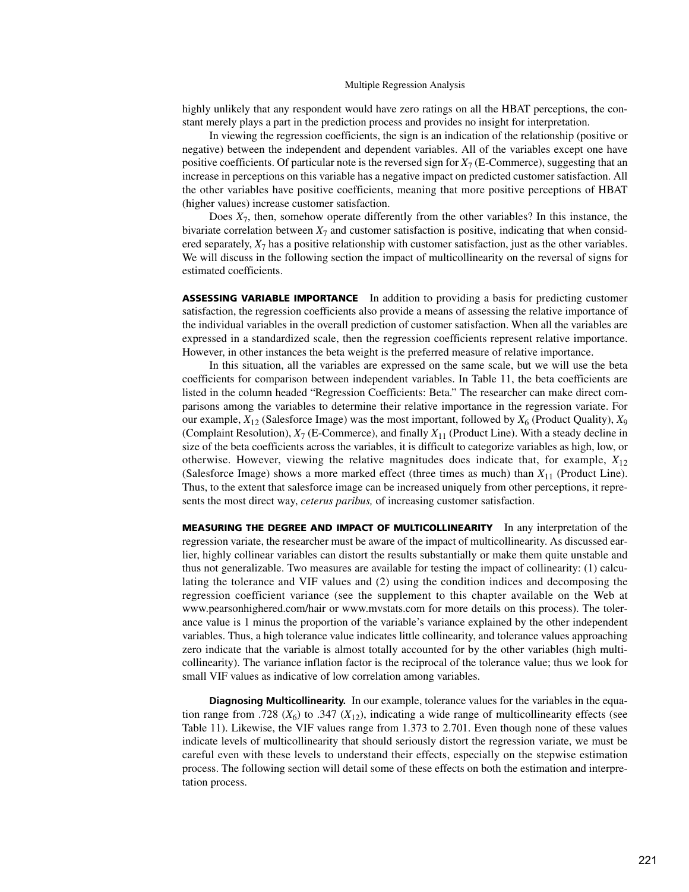highly unlikely that any respondent would have zero ratings on all the HBAT perceptions, the constant merely plays a part in the prediction process and provides no insight for interpretation.

In viewing the regression coefficients, the sign is an indication of the relationship (positive or negative) between the independent and dependent variables. All of the variables except one have positive coefficients. Of particular note is the reversed sign for $X_7$ (E-Commerce), suggesting that an increase in perceptions on this variable has a negative impact on predicted customer satisfaction. All the other variables have positive coefficients, meaning that more positive perceptions of HBAT (higher values) increase customer satisfaction.

Does $X_7$, then, somehow operate differently from the other variables? In this instance, the bivariate correlation between $X_7$ and customer satisfaction is positive, indicating that when considered separately, $X_7$ has a positive relationship with customer satisfaction, just as the other variables. We will discuss in the following section the impact of multicollinearity on the reversal of signs for estimated coefficients.

**ASSESSING VARIABLE IMPORTANCE** In addition to providing a basis for predicting customer satisfaction, the regression coefficients also provide a means of assessing the relative importance of the individual variables in the overall prediction of customer satisfaction. When all the variables are expressed in a standardized scale, then the regression coefficients represent relative importance. However, in other instances the beta weight is the preferred measure of relative importance.

In this situation, all the variables are expressed on the same scale, but we will use the beta coefficients for comparison between independent variables. In Table 11, the beta coefficients are listed in the column headed "Regression Coefficients: Beta." The researcher can make direct comparisons among the variables to determine their relative importance in the regression variate. For our example, $X_{12}$ (Salesforce Image) was the most important, followed by $X_6$ (Product Quality), $X_9$ (Complaint Resolution), $X_7$ (E-Commerce), and finally $X_{11}$ (Product Line). With a steady decline in size of the beta coefficients across the variables, it is difficult to categorize variables as high, low, or otherwise. However, viewing the relative magnitudes does indicate that, for example, $X_{12}$ (Salesforce Image) shows a more marked effect (three times as much) than $X_{11}$ (Product Line). Thus, to the extent that salesforce image can be increased uniquely from other perceptions, it represents the most direct way, *ceterus paribus,* of increasing customer satisfaction.

**MEASURING THE DEGREE AND IMPACT OF MULTICOLLINEARITY** In any interpretation of the regression variate, the researcher must be aware of the impact of multicollinearity. As discussed earlier, highly collinear variables can distort the results substantially or make them quite unstable and thus not generalizable. Two measures are available for testing the impact of collinearity: (1) calculating the tolerance and VIF values and (2) using the condition indices and decomposing the regression coefficient variance (see the supplement to this chapter available on the Web at www.pearsonhighered.com/hair or www.mvstats.com for more details on this process). The tolerance value is 1 minus the proportion of the variable's variance explained by the other independent variables. Thus, a high tolerance value indicates little collinearity, and tolerance values approaching zero indicate that the variable is almost totally accounted for by the other variables (high multicollinearity). The variance inflation factor is the reciprocal of the tolerance value; thus we look for small VIF values as indicative of low correlation among variables.

**Diagnosing Multicollinearity.** In our example, tolerance values for the variables in the equation range from .728 ($X_6$) to .347 ($X_{12}$), indicating a wide range of multicollinearity effects (see Table 11). Likewise, the VIF values range from 1.373 to 2.701. Even though none of these values indicate levels of multicollinearity that should seriously distort the regression variate, we must be careful even with these levels to understand their effects, especially on the stepwise estimation process. The following section will detail some of these effects on both the estimation and interpretation process.